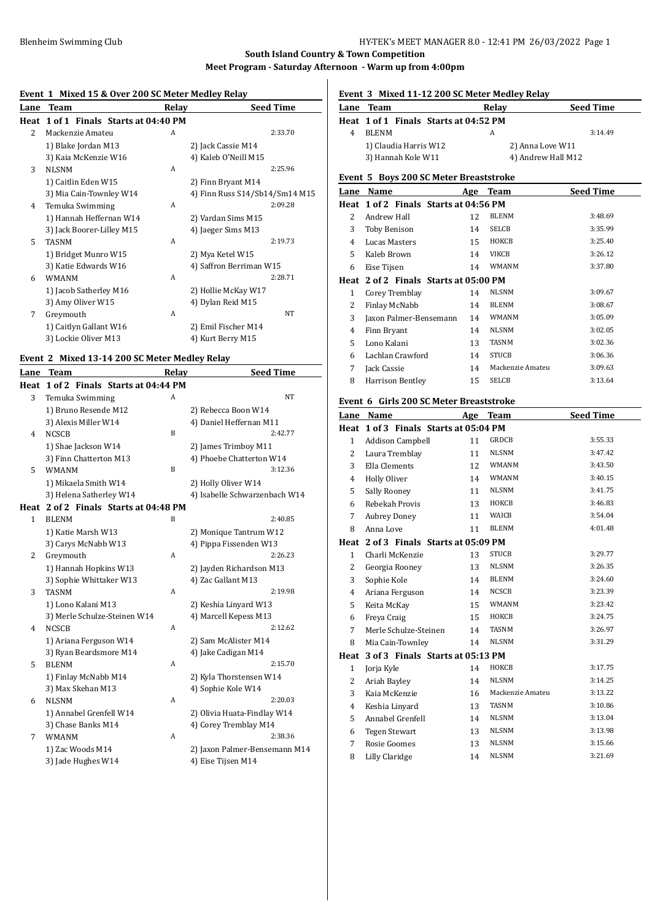**South Island Country & Town Competition**

**Meet Program - Saturday Afternoon - Warm up from 4:00pm**

### Event 1 Mixed 15 & Over 200 SC Meter Medley Relay

| Lane | Team | Relay | Seed Time |
|---|---|---|---|
| **Heat 1 of 1 Finals Starts at 04:40 PM** | | | |
| 2 | Mackenzie Amateu | A | 2:33.70 |
| | 1) Blake Jordan M13 | 2) Jack Cassie M14 | |
| | 3) Kaia McKenzie W16 | 4) Kaleb O'Neill M15 | |
| 3 | NLSNM | A | 2:25.96 |
| | 1) Caitlin Eden W15 | 2) Finn Bryant M14 | |
| | 3) Mia Cain-Townley W14 | 4) Finn Russ S14/Sb14/Sm14 M15 | |
| 4 | Temuka Swimming | A | 2:09.28 |
| | 1) Hannah Heffernan W14 | 2) Vardan Sims M15 | |
| | 3) Jack Boorer-Lilley M15 | 4) Jaeger Sims M13 | |
| 5 | TASNM | A | 2:19.73 |
| | 1) Bridget Munro W15 | 2) Mya Ketel W15 | |
| | 3) Katie Edwards W16 | 4) Saffron Berriman W15 | |
| 6 | WMANM | A | 2:28.71 |
| | 1) Jacob Satherley M16 | 2) Hollie McKay W17 | |
| | 3) Amy Oliver W15 | 4) Dylan Reid M15 | |
| 7 | Greymouth | A | NT |
| | 1) Caitlyn Gallant W16 | 2) Emil Fischer M14 | |
| | 3) Lockie Oliver M13 | 4) Kurt Berry M15 | |

### Event 2 Mixed 13-14 200 SC Meter Medley Relay

| Lane | Team | Relay | Seed Time |
|---|---|---|---|
| **Heat 1 of 2 Finals Starts at 04:44 PM** | | | |
| 3 | Temuka Swimming | A | NT |
| | 1) Bruno Resende M12 | 2) Rebecca Boon W14 | |
| | 3) Alexis Miller W14 | 4) Daniel Heffernan M11 | |
| 4 | NCSCB | B | 2:42.77 |
| | 1) Shae Jackson W14 | 2) James Trimboy M11 | |
| | 3) Finn Chatterton M13 | 4) Phoebe Chatterton W14 | |
| 5 | WMANM | B | 3:12.36 |
| | 1) Mikaela Smith W14 | 2) Holly Oliver W14 | |
| | 3) Helena Satherley W14 | 4) Isabelle Schwarzenbach W14 | |
| **Heat 2 of 2 Finals Starts at 04:48 PM** | | | |
| 1 | BLENM | B | 2:40.85 |
| | 1) Katie Marsh W13 | 2) Monique Tantrum W12 | |
| | 3) Carys McNabb W13 | 4) Pippa Fissenden W13 | |
| 2 | Greymouth | A | 2:26.23 |
| | 1) Hannah Hopkins W13 | 2) Jayden Richardson M13 | |
| | 3) Sophie Whittaker W13 | 4) Zac Gallant M13 | |
| 3 | TASNM | A | 2:19.98 |
| | 1) Lono Kalani M13 | 2) Keshia Linyard W13 | |
| | 3) Merle Schulze-Steinen W14 | 4) Marcell Kepess M13 | |
| 4 | NCSCB | A | 2:12.62 |
| | 1) Ariana Ferguson W14 | 2) Sam McAlister M14 | |
| | 3) Ryan Beardsmore M14 | 4) Jake Cadigan M14 | |
| 5 | BLENM | A | 2:15.70 |
| | 1) Finlay McNabb M14 | 2) Kyla Thorstensen W14 | |
| | 3) Max Skehan M13 | 4) Sophie Kole W14 | |
| 6 | NLSNM | A | 2:20.03 |
| | 1) Annabel Grenfell W14 | 2) Olivia Huata-Findlay W14 | |
| | 3) Chase Banks M14 | 4) Corey Tremblay M14 | |
| 7 | WMANM | A | 2:38.36 |
| | 1) Zac Woods M14 | 2) Jaxon Palmer-Bensemann M14 | |
| | 3) Jade Hughes W14 | 4) Eise Tijsen M14 | |

### Event 3 Mixed 11-12 200 SC Meter Medley Relay

| Lane | Team | Relay | Seed Time |
|---|---|---|---|
| **Heat 1 of 1 Finals Starts at 04:52 PM** | | | |
| 4 | BLENM | A | 3:14.49 |
| | 1) Claudia Harris W12 | 2) Anna Love W11 | |
| | 3) Hannah Kole W11 | 4) Andrew Hall M12 | |

### Event 5 Boys 200 SC Meter Breaststroke

| Lane | Name | Age | Team | Seed Time |
|---|---|---|---|---|
| **Heat 1 of 2 Finals Starts at 04:56 PM** | | | | |
| 2 | Andrew Hall | 12 | BLENM | 3:48.69 |
| 3 | Toby Benison | 14 | SELCB | 3:35.99 |
| 4 | Lucas Masters | 15 | HOKCB | 3:25.40 |
| 5 | Kaleb Brown | 14 | VIKCB | 3:26.12 |
| 6 | Eise Tijsen | 14 | WMANM | 3:37.80 |
| **Heat 2 of 2 Finals Starts at 05:00 PM** | | | | |
| 1 | Corey Tremblay | 14 | NLSNM | 3:09.67 |
| 2 | Finlay McNabb | 14 | BLENM | 3:08.67 |
| 3 | Jaxon Palmer-Bensemann | 14 | WMANM | 3:05.09 |
| 4 | Finn Bryant | 14 | NLSNM | 3:02.05 |
| 5 | Lono Kalani | 13 | TASNM | 3:02.36 |
| 6 | Lachlan Crawford | 14 | STUCB | 3:06.36 |
| 7 | Jack Cassie | 14 | Mackenzie Amateu | 3:09.63 |
| 8 | Harrison Bentley | 15 | SELCB | 3:13.64 |

### Event 6 Girls 200 SC Meter Breaststroke

| Lane | Name | Age | Team | Seed Time |
|---|---|---|---|---|
| **Heat 1 of 3 Finals Starts at 05:04 PM** | | | | |
| 1 | Addison Campbell | 11 | GRDCB | 3:55.33 |
| 2 | Laura Tremblay | 11 | NLSNM | 3:47.42 |
| 3 | Ella Clements | 12 | WMANM | 3:43.50 |
| 4 | Holly Oliver | 14 | WMANM | 3:40.15 |
| 5 | Sally Rooney | 11 | NLSNM | 3:41.75 |
| 6 | Rebekah Provis | 13 | HOKCB | 3:46.83 |
| 7 | Aubrey Doney | 11 | WAICB | 3:54.04 |
| 8 | Anna Love | 11 | BLENM | 4:01.48 |
| **Heat 2 of 3 Finals Starts at 05:09 PM** | | | | |
| 1 | Charli McKenzie | 13 | STUCB | 3:29.77 |
| 2 | Georgia Rooney | 13 | NLSNM | 3:26.35 |
| 3 | Sophie Kole | 14 | BLENM | 3:24.60 |
| 4 | Ariana Ferguson | 14 | NCSCB | 3:23.39 |
| 5 | Keita McKay | 15 | WMANM | 3:23.42 |
| 6 | Freya Craig | 15 | HOKCB | 3:24.75 |
| 7 | Merle Schulze-Steinen | 14 | TASNM | 3:26.97 |
| 8 | Mia Cain-Townley | 14 | NLSNM | 3:31.29 |
| **Heat 3 of 3 Finals Starts at 05:13 PM** | | | | |
| 1 | Jorja Kyle | 14 | HOKCB | 3:17.75 |
| 2 | Ariah Bayley | 14 | NLSNM | 3:14.25 |
| 3 | Kaia McKenzie | 16 | Mackenzie Amateu | 3:13.22 |
| 4 | Keshia Linyard | 13 | TASNM | 3:10.86 |
| 5 | Annabel Grenfell | 14 | NLSNM | 3:13.04 |
| 6 | Tegen Stewart | 13 | NLSNM | 3:13.98 |
| 7 | Rosie Goomes | 13 | NLSNM | 3:15.66 |
| 8 | Lilly Claridge | 14 | NLSNM | 3:21.69 |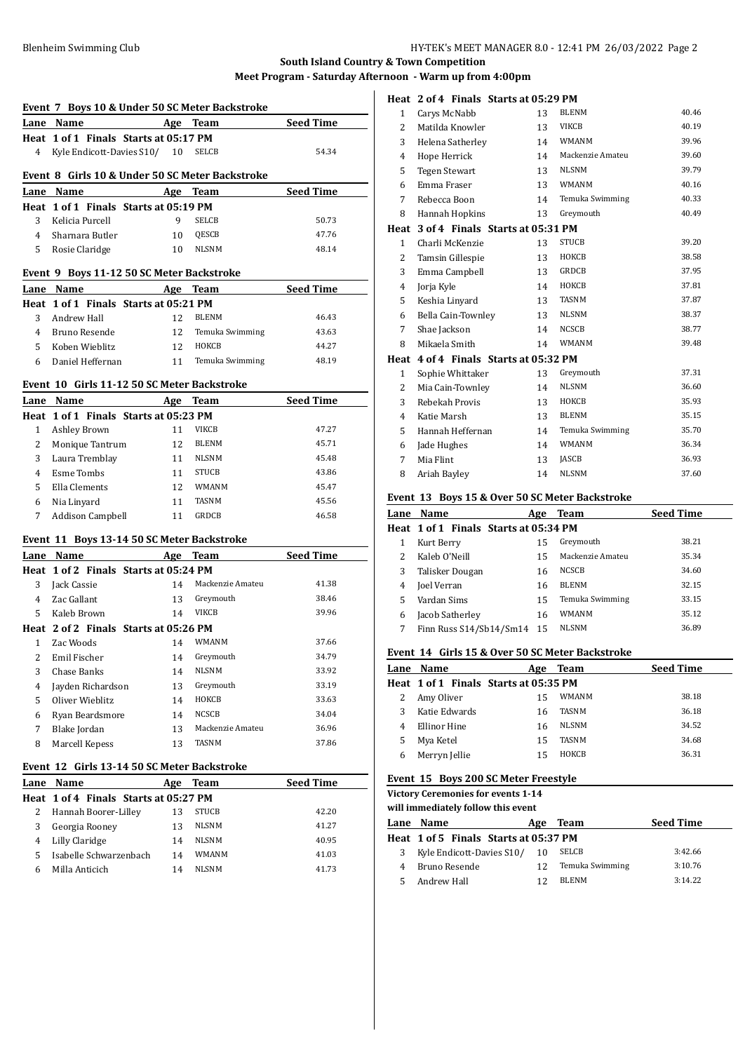**South Island Country & Town Competition**

**Meet Program - Saturday Afternoon - Warm up from 4:00pm**

### Event 7 Boys 10 & Under 50 SC Meter Backstroke

| Lane | Name | Age | Team | Seed Time |
|---|---|---|---|---|
| **Heat 1 of 1 Finals Starts at 05:17 PM** | | | | |
| 4 | Kyle Endicott-Davies S10/ | 10 | SELCB | 54.34 |

### Event 8 Girls 10 & Under 50 SC Meter Backstroke

| Lane | Name | Age | Team | Seed Time |
|---|---|---|---|---|
| **Heat 1 of 1 Finals Starts at 05:19 PM** | | | | |
| 3 | Kelicia Purcell | 9 | SELCB | 50.73 |
| 4 | Sharnara Butler | 10 | QESCB | 47.76 |
| 5 | Rosie Claridge | 10 | NLSNM | 48.14 |

### Event 9 Boys 11-12 50 SC Meter Backstroke

| Lane | Name | Age | Team | Seed Time |
|---|---|---|---|---|
| **Heat 1 of 1 Finals Starts at 05:21 PM** | | | | |
| 3 | Andrew Hall | 12 | BLENM | 46.43 |
| 4 | Bruno Resende | 12 | Temuka Swimming | 43.63 |
| 5 | Koben Wieblitz | 12 | HOKCB | 44.27 |
| 6 | Daniel Heffernan | 11 | Temuka Swimming | 48.19 |

### Event 10 Girls 11-12 50 SC Meter Backstroke

| Lane | Name | Age | Team | Seed Time |
|---|---|---|---|---|
| **Heat 1 of 1 Finals Starts at 05:23 PM** | | | | |
| 1 | Ashley Brown | 11 | VIKCB | 47.27 |
| 2 | Monique Tantrum | 12 | BLENM | 45.71 |
| 3 | Laura Tremblay | 11 | NLSNM | 45.48 |
| 4 | Esme Tombs | 11 | STUCB | 43.86 |
| 5 | Ella Clements | 12 | WMANM | 45.47 |
| 6 | Nia Linyard | 11 | TASNM | 45.56 |
| 7 | Addison Campbell | 11 | GRDCB | 46.58 |

### Event 11 Boys 13-14 50 SC Meter Backstroke

| Lane | Name | Age | Team | Seed Time |
|---|---|---|---|---|
| **Heat 1 of 2 Finals Starts at 05:24 PM** | | | | |
| 3 | Jack Cassie | 14 | Mackenzie Amateu | 41.38 |
| 4 | Zac Gallant | 13 | Greymouth | 38.46 |
| 5 | Kaleb Brown | 14 | VIKCB | 39.96 |
| **Heat 2 of 2 Finals Starts at 05:26 PM** | | | | |
| 1 | Zac Woods | 14 | WMANM | 37.66 |
| 2 | Emil Fischer | 14 | Greymouth | 34.79 |
| 3 | Chase Banks | 14 | NLSNM | 33.92 |
| 4 | Jayden Richardson | 13 | Greymouth | 33.19 |
| 5 | Oliver Wieblitz | 14 | HOKCB | 33.63 |
| 6 | Ryan Beardsmore | 14 | NCSCB | 34.04 |
| 7 | Blake Jordan | 13 | Mackenzie Amateu | 36.96 |
| 8 | Marcell Kepess | 13 | TASNM | 37.86 |

### Event 12 Girls 13-14 50 SC Meter Backstroke

| Lane | Name | Age | Team | Seed Time |
|---|---|---|---|---|
| **Heat 1 of 4 Finals Starts at 05:27 PM** | | | | |
| 2 | Hannah Boorer-Lilley | 13 | STUCB | 42.20 |
| 3 | Georgia Rooney | 13 | NLSNM | 41.27 |
| 4 | Lilly Claridge | 14 | NLSNM | 40.95 |
| 5 | Isabelle Schwarzenbach | 14 | WMANM | 41.03 |
| 6 | Milla Anticich | 14 | NLSNM | 41.73 |
| **Heat 2 of 4 Finals Starts at 05:29 PM** | | | | |
| 1 | Carys McNabb | 13 | BLENM | 40.46 |
| 2 | Matilda Knowler | 13 | VIKCB | 40.19 |
| 3 | Helena Satherley | 14 | WMANM | 39.96 |
| 4 | Hope Herrick | 14 | Mackenzie Amateu | 39.60 |
| 5 | Tegen Stewart | 13 | NLSNM | 39.79 |
| 6 | Emma Fraser | 13 | WMANM | 40.16 |
| 7 | Rebecca Boon | 14 | Temuka Swimming | 40.33 |
| 8 | Hannah Hopkins | 13 | Greymouth | 40.49 |
| **Heat 3 of 4 Finals Starts at 05:31 PM** | | | | |
| 1 | Charli McKenzie | 13 | STUCB | 39.20 |
| 2 | Tamsin Gillespie | 13 | HOKCB | 38.58 |
| 3 | Emma Campbell | 13 | GRDCB | 37.95 |
| 4 | Jorja Kyle | 14 | HOKCB | 37.81 |
| 5 | Keshia Linyard | 13 | TASNM | 37.87 |
| 6 | Bella Cain-Townley | 13 | NLSNM | 38.37 |
| 7 | Shae Jackson | 14 | NCSCB | 38.77 |
| 8 | Mikaela Smith | 14 | WMANM | 39.48 |
| **Heat 4 of 4 Finals Starts at 05:32 PM** | | | | |
| 1 | Sophie Whittaker | 13 | Greymouth | 37.31 |
| 2 | Mia Cain-Townley | 14 | NLSNM | 36.60 |
| 3 | Rebekah Provis | 13 | HOKCB | 35.93 |
| 4 | Katie Marsh | 13 | BLENM | 35.15 |
| 5 | Hannah Heffernan | 14 | Temuka Swimming | 35.70 |
| 6 | Jade Hughes | 14 | WMANM | 36.34 |
| 7 | Mia Flint | 13 | JASCB | 36.93 |
| 8 | Ariah Bayley | 14 | NLSNM | 37.60 |

### Event 13 Boys 15 & Over 50 SC Meter Backstroke

| Lane | Name | Age | Team | Seed Time |
|---|---|---|---|---|
| **Heat 1 of 1 Finals Starts at 05:34 PM** | | | | |
| 1 | Kurt Berry | 15 | Greymouth | 38.21 |
| 2 | Kaleb O'Neill | 15 | Mackenzie Amateu | 35.34 |
| 3 | Talisker Dougan | 16 | NCSCB | 34.60 |
| 4 | Joel Verran | 16 | BLENM | 32.15 |
| 5 | Vardan Sims | 15 | Temuka Swimming | 33.15 |
| 6 | Jacob Satherley | 16 | WMANM | 35.12 |
| 7 | Finn Russ S14/Sb14/Sm14 | 15 | NLSNM | 36.89 |

### Event 14 Girls 15 & Over 50 SC Meter Backstroke

| Lane | Name | Age | Team | Seed Time |
|---|---|---|---|---|
| **Heat 1 of 1 Finals Starts at 05:35 PM** | | | | |
| 2 | Amy Oliver | 15 | WMANM | 38.18 |
| 3 | Katie Edwards | 16 | TASNM | 36.18 |
| 4 | Ellinor Hine | 16 | NLSNM | 34.52 |
| 5 | Mya Ketel | 15 | TASNM | 34.68 |
| 6 | Merryn Jellie | 15 | HOKCB | 36.31 |

### Event 15 Boys 200 SC Meter Freestyle

**Victory Ceremonies for events 1-14**
**will immediately follow this event**

| Lane | Name | Age | Team | Seed Time |
|---|---|---|---|---|
| **Heat 1 of 5 Finals Starts at 05:37 PM** | | | | |
| 3 | Kyle Endicott-Davies S10/ | 10 | SELCB | 3:42.66 |
| 4 | Bruno Resende | 12 | Temuka Swimming | 3:10.76 |
| 5 | Andrew Hall | 12 | BLENM | 3:14.22 |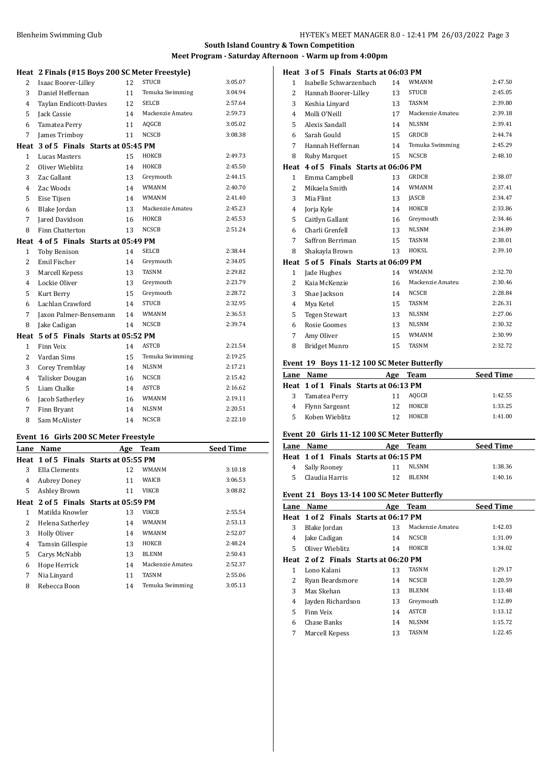**South Island Country & Town Competition**

**Meet Program - Saturday Afternoon - Warm up from 4:00pm**

**Heat 2 Finals (#15 Boys 200 SC Meter Freestyle)**

| Lane | Name | Age | Team | Seed Time |
|---|---|---|---|---|
| 2 | Isaac Boorer-Lilley | 12 | STUCB | 3:05.07 |
| 3 | Daniel Heffernan | 11 | Temuka Swimming | 3:04.94 |
| 4 | Taylan Endicott-Davies | 12 | SELCB | 2:57.64 |
| 5 | Jack Cassie | 14 | Mackenzie Amateu | 2:59.73 |
| 6 | Tamatea Perry | 11 | AQGCB | 3:05.02 |
| 7 | James Trimboy | 11 | NCSCB | 3:08.38 |
| **Heat 3 of 5 Finals Starts at 05:45 PM** | | | | |
| 1 | Lucas Masters | 15 | HOKCB | 2:49.73 |
| 2 | Oliver Wieblitz | 14 | HOKCB | 2:45.50 |
| 3 | Zac Gallant | 13 | Greymouth | 2:44.15 |
| 4 | Zac Woods | 14 | WMANM | 2:40.70 |
| 5 | Eise Tijsen | 14 | WMANM | 2:41.40 |
| 6 | Blake Jordan | 13 | Mackenzie Amateu | 2:45.23 |
| 7 | Jared Davidson | 16 | HOKCB | 2:45.53 |
| 8 | Finn Chatterton | 13 | NCSCB | 2:51.24 |
| **Heat 4 of 5 Finals Starts at 05:49 PM** | | | | |
| 1 | Toby Benison | 14 | SELCB | 2:38.44 |
| 2 | Emil Fischer | 14 | Greymouth | 2:34.05 |
| 3 | Marcell Kepess | 13 | TASNM | 2:29.82 |
| 4 | Lockie Oliver | 13 | Greymouth | 2:23.79 |
| 5 | Kurt Berry | 15 | Greymouth | 2:28.72 |
| 6 | Lachlan Crawford | 14 | STUCB | 2:32.95 |
| 7 | Jaxon Palmer-Bensemann | 14 | WMANM | 2:36.53 |
| 8 | Jake Cadigan | 14 | NCSCB | 2:39.74 |
| **Heat 5 of 5 Finals Starts at 05:52 PM** | | | | |
| 1 | Finn Veix | 14 | ASTCB | 2:21.54 |
| 2 | Vardan Sims | 15 | Temuka Swimming | 2:19.25 |
| 3 | Corey Tremblay | 14 | NLSNM | 2:17.21 |
| 4 | Talisker Dougan | 16 | NCSCB | 2:15.42 |
| 5 | Liam Chalke | 14 | ASTCB | 2:16.62 |
| 6 | Jacob Satherley | 16 | WMANM | 2:19.11 |
| 7 | Finn Bryant | 14 | NLSNM | 2:20.51 |
| 8 | Sam McAlister | 14 | NCSCB | 2:22.10 |

**Event 16 Girls 200 SC Meter Freestyle**

| Lane | Name | Age | Team | Seed Time |
|---|---|---|---|---|
| **Heat 1 of 5 Finals Starts at 05:55 PM** | | | | |
| 3 | Ella Clements | 12 | WMANM | 3:10.18 |
| 4 | Aubrey Doney | 11 | WAICB | 3:06.53 |
| 5 | Ashley Brown | 11 | VIKCB | 3:08.82 |
| **Heat 2 of 5 Finals Starts at 05:59 PM** | | | | |
| 1 | Matilda Knowler | 13 | VIKCB | 2:55.54 |
| 2 | Helena Satherley | 14 | WMANM | 2:53.13 |
| 3 | Holly Oliver | 14 | WMANM | 2:52.07 |
| 4 | Tamsin Gillespie | 13 | HOKCB | 2:48.24 |
| 5 | Carys McNabb | 13 | BLENM | 2:50.43 |
| 6 | Hope Herrick | 14 | Mackenzie Amateu | 2:52.37 |
| 7 | Nia Linyard | 11 | TASNM | 2:55.06 |
| 8 | Rebecca Boon | 14 | Temuka Swimming | 3:05.13 |
| **Heat 3 of 5 Finals Starts at 06:03 PM** | | | | |
| 1 | Isabelle Schwarzenbach | 14 | WMANM | 2:47.50 |
| 2 | Hannah Boorer-Lilley | 13 | STUCB | 2:45.05 |
| 3 | Keshia Linyard | 13 | TASNM | 2:39.80 |
| 4 | Molli O'Neill | 17 | Mackenzie Amateu | 2:39.18 |
| 5 | Alexis Sandall | 14 | NLSNM | 2:39.41 |
| 6 | Sarah Gould | 15 | GRDCB | 2:44.74 |
| 7 | Hannah Heffernan | 14 | Temuka Swimming | 2:45.29 |
| 8 | Ruby Marquet | 15 | NCSCB | 2:48.10 |
| **Heat 4 of 5 Finals Starts at 06:06 PM** | | | | |
| 1 | Emma Campbell | 13 | GRDCB | 2:38.07 |
| 2 | Mikaela Smith | 14 | WMANM | 2:37.41 |
| 3 | Mia Flint | 13 | JASCB | 2:34.47 |
| 4 | Jorja Kyle | 14 | HOKCB | 2:33.86 |
| 5 | Caitlyn Gallant | 16 | Greymouth | 2:34.46 |
| 6 | Charli Grenfell | 13 | NLSNM | 2:34.89 |
| 7 | Saffron Berriman | 15 | TASNM | 2:38.01 |
| 8 | Shakayla Brown | 13 | HOKSL | 2:39.10 |
| **Heat 5 of 5 Finals Starts at 06:09 PM** | | | | |
| 1 | Jade Hughes | 14 | WMANM | 2:32.70 |
| 2 | Kaia McKenzie | 16 | Mackenzie Amateu | 2:30.46 |
| 3 | Shae Jackson | 14 | NCSCB | 2:28.84 |
| 4 | Mya Ketel | 15 | TASNM | 2:26.31 |
| 5 | Tegen Stewart | 13 | NLSNM | 2:27.06 |
| 6 | Rosie Goomes | 13 | NLSNM | 2:30.32 |
| 7 | Amy Oliver | 15 | WMANM | 2:30.99 |
| 8 | Bridget Munro | 15 | TASNM | 2:32.72 |

**Event 19 Boys 11-12 100 SC Meter Butterfly**

| Lane | Name | Age | Team | Seed Time |
|---|---|---|---|---|
| **Heat 1 of 1 Finals Starts at 06:13 PM** | | | | |
| 3 | Tamatea Perry | 11 | AQGCB | 1:42.55 |
| 4 | Flynn Sargeant | 12 | HOKCB | 1:33.25 |
| 5 | Koben Wieblitz | 12 | HOKCB | 1:41.00 |

**Event 20 Girls 11-12 100 SC Meter Butterfly**

| Lane | Name | Age | Team | Seed Time |
|---|---|---|---|---|
| **Heat 1 of 1 Finals Starts at 06:15 PM** | | | | |
| 4 | Sally Rooney | 11 | NLSNM | 1:38.36 |
| 5 | Claudia Harris | 12 | BLENM | 1:40.16 |

**Event 21 Boys 13-14 100 SC Meter Butterfly**

| Lane | Name | Age | Team | Seed Time |
|---|---|---|---|---|
| **Heat 1 of 2 Finals Starts at 06:17 PM** | | | | |
| 3 | Blake Jordan | 13 | Mackenzie Amateu | 1:42.03 |
| 4 | Jake Cadigan | 14 | NCSCB | 1:31.09 |
| 5 | Oliver Wieblitz | 14 | HOKCB | 1:34.02 |
| **Heat 2 of 2 Finals Starts at 06:20 PM** | | | | |
| 1 | Lono Kalani | 13 | TASNM | 1:29.17 |
| 2 | Ryan Beardsmore | 14 | NCSCB | 1:20.59 |
| 3 | Max Skehan | 13 | BLENM | 1:13.48 |
| 4 | Jayden Richardson | 13 | Greymouth | 1:12.89 |
| 5 | Finn Veix | 14 | ASTCB | 1:13.12 |
| 6 | Chase Banks | 14 | NLSNM | 1:15.72 |
| 7 | Marcell Kepess | 13 | TASNM | 1:22.45 |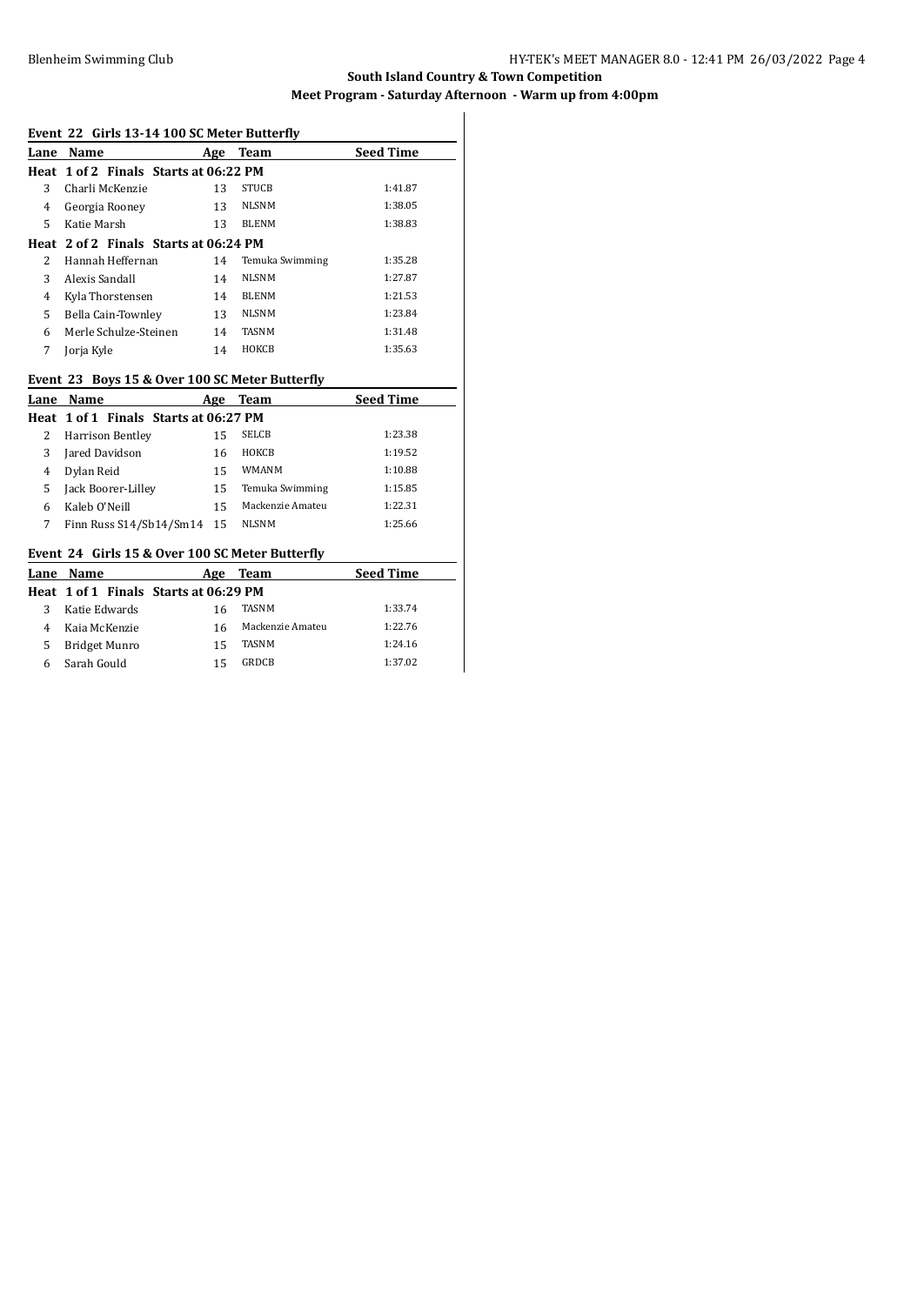**South Island Country & Town Competition**

**Meet Program - Saturday Afternoon - Warm up from 4:00pm**

### Event 22 Girls 13-14 100 SC Meter Butterfly

| Lane | Name | Age | Team | Seed Time |
|---|---|---|---|---|
| **Heat 1 of 2 Finals Starts at 06:22 PM** | | | | |
| 3 | Charli McKenzie | 13 | STUCB | 1:41.87 |
| 4 | Georgia Rooney | 13 | NLSNM | 1:38.05 |
| 5 | Katie Marsh | 13 | BLENM | 1:38.83 |
| **Heat 2 of 2 Finals Starts at 06:24 PM** | | | | |
| 2 | Hannah Heffernan | 14 | Temuka Swimming | 1:35.28 |
| 3 | Alexis Sandall | 14 | NLSNM | 1:27.87 |
| 4 | Kyla Thorstensen | 14 | BLENM | 1:21.53 |
| 5 | Bella Cain-Townley | 13 | NLSNM | 1:23.84 |
| 6 | Merle Schulze-Steinen | 14 | TASNM | 1:31.48 |
| 7 | Jorja Kyle | 14 | HOKCB | 1:35.63 |

### Event 23 Boys 15 & Over 100 SC Meter Butterfly

| Lane | Name | Age | Team | Seed Time |
|---|---|---|---|---|
| **Heat 1 of 1 Finals Starts at 06:27 PM** | | | | |
| 2 | Harrison Bentley | 15 | SELCB | 1:23.38 |
| 3 | Jared Davidson | 16 | HOKCB | 1:19.52 |
| 4 | Dylan Reid | 15 | WMANM | 1:10.88 |
| 5 | Jack Boorer-Lilley | 15 | Temuka Swimming | 1:15.85 |
| 6 | Kaleb O'Neill | 15 | Mackenzie Amateu | 1:22.31 |
| 7 | Finn Russ S14/Sb14/Sm14 | 15 | NLSNM | 1:25.66 |

### Event 24 Girls 15 & Over 100 SC Meter Butterfly

| Lane | Name | Age | Team | Seed Time |
|---|---|---|---|---|
| **Heat 1 of 1 Finals Starts at 06:29 PM** | | | | |
| 3 | Katie Edwards | 16 | TASNM | 1:33.74 |
| 4 | Kaia McKenzie | 16 | Mackenzie Amateu | 1:22.76 |
| 5 | Bridget Munro | 15 | TASNM | 1:24.16 |
| 6 | Sarah Gould | 15 | GRDCB | 1:37.02 |